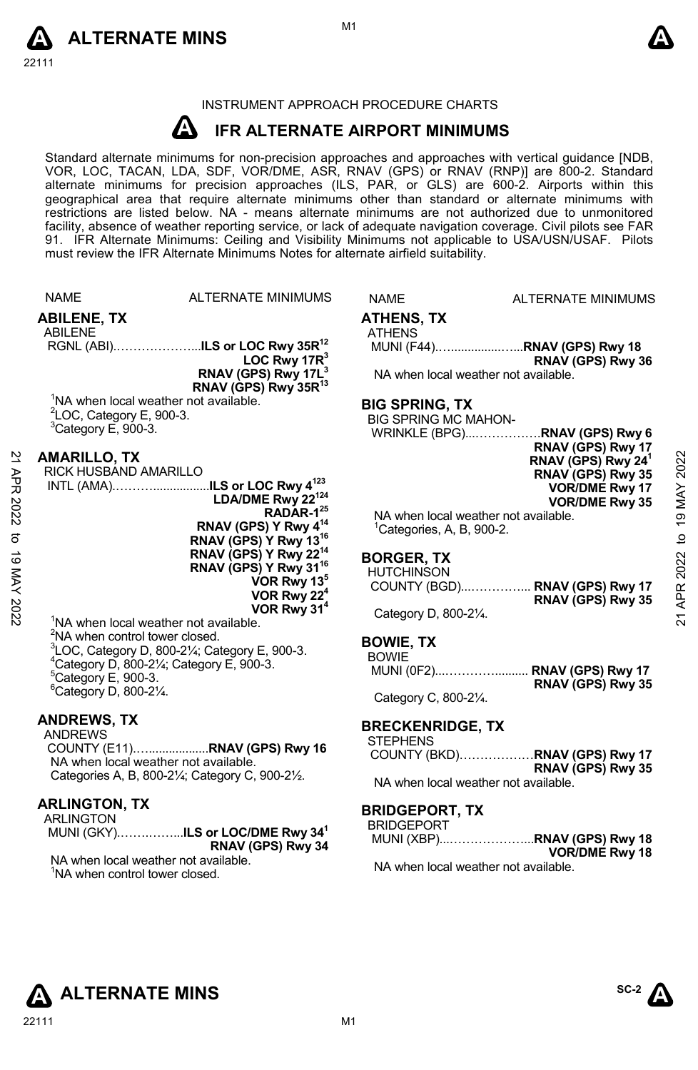INSTRUMENT APPROACH PROCEDURE CHARTS

# IFR ALTERNATE AIRPORT MINIMUMS

Standard alternate minimums for non-precision approaches and approaches with vertical guidance [NDB, VOR, LOC, TACAN, LDA, SDF, VOR/DME, ASR, RNAV (GPS) or RNAV (RNP)] are 800-2. Standard alternate minimums for precision approaches (ILS, PAR, or GLS) are 600-2. Airports within this geographical area that require alternate minimums other than standard or alternate minimums with restrictions are listed below. NA - means alternate minimums are not authorized due to unmonitored facility, absence of weather reporting service, or lack of adequate navigation coverage. Civil pilots see FAR 91. IFR Alternate Minimums: Ceiling and Visibility Minimums not applicable to USA/USN/USAF. Pilots must review the IFR Alternate Minimums Notes for alternate airfield suitability.

NAME — ALTERNATE MINIMUMS

## ABILENE, TX
ABILENE RGNL (ABI)……………….....**ILS or LOC Rwy 35R[1,2]**
**LOC Rwy 17R[3]**
**RNAV (GPS) Rwy 17L[3]**
**RNAV (GPS) Rwy 35R[1,3]**

[1]NA when local weather not available.
[2]LOC, Category E, 900-3.
[3]Category E, 900-3.

## AMARILLO, TX
RICK HUSBAND AMARILLO INTL (AMA)………................**ILS or LOC Rwy 4[1,2,3]**
**LDA/DME Rwy 22[1,2,4]**
**RADAR-1[2,5]**
**RNAV (GPS) Y Rwy 4[1,4]**
**RNAV (GPS) Y Rwy 13[1,6]**
**RNAV (GPS) Y Rwy 22[1,4]**
**RNAV (GPS) Y Rwy 31[1,6]**
**VOR Rwy 13[5]**
**VOR Rwy 22[4]**
**VOR Rwy 31[4]**

[1]NA when local weather not available.
[2]NA when control tower closed.
[3]LOC, Category D, 800-2¼; Category E, 900-3.
[4]Category D, 800-2¼; Category E, 900-3.
[5]Category E, 900-3.
[6]Category D, 800-2¼.

## ANDREWS, TX
ANDREWS COUNTY (E11)…...................**RNAV (GPS) Rwy 16**
NA when local weather not available.
Categories A, B, 800-2¼; Category C, 900-2½.

## ARLINGTON, TX
ARLINGTON MUNI (GKY)……..……...**ILS or LOC/DME Rwy 34[1]**
**RNAV (GPS) Rwy 34**
NA when local weather not available.
[1]NA when control tower closed.

## ATHENS, TX
ATHENS MUNI (F44)…..............…...**RNAV (GPS) Rwy 18**
**RNAV (GPS) Rwy 36**
NA when local weather not available.

## BIG SPRING, TX
BIG SPRING MC MAHON-WRINKLE (BPG)...…………….**RNAV (GPS) Rwy 6**
**RNAV (GPS) Rwy 17**
**RNAV (GPS) Rwy 24[1]**
**RNAV (GPS) Rwy 35**
**VOR/DME Rwy 17**
**VOR/DME Rwy 35**
NA when local weather not available.
[1]Categories, A, B, 900-2.

## BORGER, TX
HUTCHINSON COUNTY (BGD)...…………... **RNAV (GPS) Rwy 17**
**RNAV (GPS) Rwy 35**
Category D, 800-2¼.

## BOWIE, TX
BOWIE MUNI (0F2)...………….......... **RNAV (GPS) Rwy 17**
**RNAV (GPS) Rwy 35**
Category C, 800-2¼.

## BRECKENRIDGE, TX
STEPHENS COUNTY (BKD)………………**RNAV (GPS) Rwy 17**
**RNAV (GPS) Rwy 35**
NA when local weather not available.

## BRIDGEPORT, TX
BRIDGEPORT MUNI (XBP)...……………….**RNAV (GPS) Rwy 18**
**VOR/DME Rwy 18**
NA when local weather not available.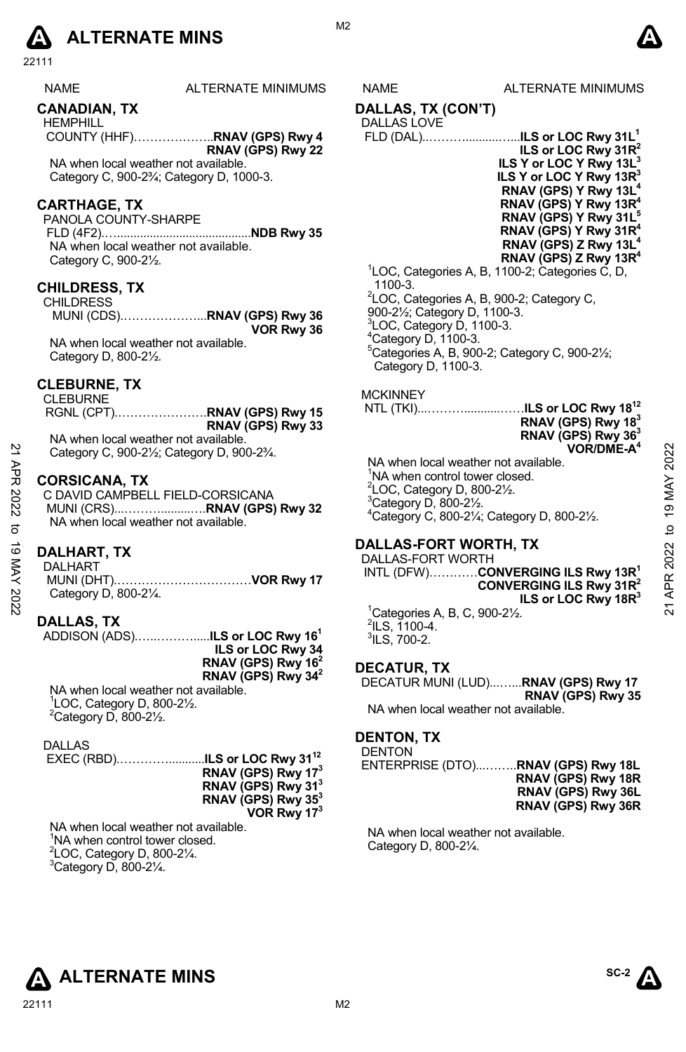# ALTERNATE MINS

| NAME | ALTERNATE MINIMUMS |
|---|---|

## CANADIAN, TX

HEMPHILL
COUNTY (HHF)………………..**RNAV (GPS) Rwy 4**
**RNAV (GPS) Rwy 22**

NA when local weather not available.
Category C, 900-2¾; Category D, 1000-3.

## CARTHAGE, TX

PANOLA COUNTY-SHARPE
FLD (4F2)…........................................**NDB Rwy 35**

NA when local weather not available.
Category C, 900-2½.

## CHILDRESS, TX

CHILDRESS
MUNI (CDS)………………...**RNAV (GPS) Rwy 36**
**VOR Rwy 36**

NA when local weather not available.
Category D, 800-2½.

## CLEBURNE, TX

CLEBURNE
RGNL (CPT)…………………..**RNAV (GPS) Rwy 15**
**RNAV (GPS) Rwy 33**

NA when local weather not available.
Category C, 900-2½; Category D, 900-2¾.

## CORSICANA, TX

C DAVID CAMPBELL FIELD-CORSICANA
MUNI (CRS)...………..........…**RNAV (GPS) Rwy 32**

NA when local weather not available.

## DALHART, TX

DALHART
MUNI (DHT)……………………………**VOR Rwy 17**

Category D, 800-2¼.

## DALLAS, TX

ADDISON (ADS)…...………......**ILS or LOC Rwy 16**[1]
**ILS or LOC Rwy 34**
**RNAV (GPS) Rwy 16**[2]
**RNAV (GPS) Rwy 34**[2]

NA when local weather not available.
[1]LOC, Category D, 800-2½.
[2]Category D, 800-2½.

DALLAS
EXEC (RBD).…………...........**ILS or LOC Rwy 31**[12]
**RNAV (GPS) Rwy 17**[3]
**RNAV (GPS) Rwy 31**[3]
**RNAV (GPS) Rwy 35**[3]
**VOR Rwy 17**[3]

NA when local weather not available.
[1]NA when control tower closed.
[2]LOC, Category D, 800-2¼.
[3]Category D, 800-2¼.

## DALLAS, TX (CON'T)

DALLAS LOVE
FLD (DAL)...……….........…...**ILS or LOC Rwy 31L**[1]
**ILS or LOC Rwy 31R**[2]
**ILS Y or LOC Y Rwy 13L**[3]
**ILS Y or LOC Y Rwy 13R**[3]
**RNAV (GPS) Y Rwy 13L**[4]
**RNAV (GPS) Y Rwy 13R**[4]
**RNAV (GPS) Y Rwy 31L**[5]
**RNAV (GPS) Y Rwy 31R**[4]
**RNAV (GPS) Z Rwy 13L**[4]
**RNAV (GPS) Z Rwy 13R**[4]

[1]LOC, Categories A, B, 1100-2; Categories C, D, 1100-3.
[2]LOC, Categories A, B, 900-2; Category C, 900-2½; Category D, 1100-3.
[3]LOC, Category D, 1100-3.
[4]Category D, 1100-3.
[5]Categories A, B, 900-2; Category C, 900-2½; Category D, 1100-3.

MCKINNEY
NTL (TKI)...………..........……**ILS or LOC Rwy 18**[12]
**RNAV (GPS) Rwy 18**[3]
**RNAV (GPS) Rwy 36**[3]
**VOR/DME-A**[4]

NA when local weather not available.
[1]NA when control tower closed.
[2]LOC, Category D, 800-2½.
[3]Category D, 800-2½.
[4]Category C, 800-2¼; Category D, 800-2½.

## DALLAS-FORT WORTH, TX

DALLAS-FORT WORTH
INTL (DFW)…………**CONVERGING ILS Rwy 13R**[1]
**CONVERGING ILS Rwy 31R**[2]
**ILS or LOC Rwy 18R**[3]

[1]Categories A, B, C, 900-2½.
[2]ILS, 1100-4.
[3]ILS, 700-2.

## DECATUR, TX

DECATUR MUNI (LUD)...…...**RNAV (GPS) Rwy 17**
**RNAV (GPS) Rwy 35**

NA when local weather not available.

## DENTON, TX

DENTON
ENTERPRISE (DTO)...……..**RNAV (GPS) Rwy 18L**
**RNAV (GPS) Rwy 18R**
**RNAV (GPS) Rwy 36L**
**RNAV (GPS) Rwy 36R**

NA when local weather not available.
Category D, 800-2¼.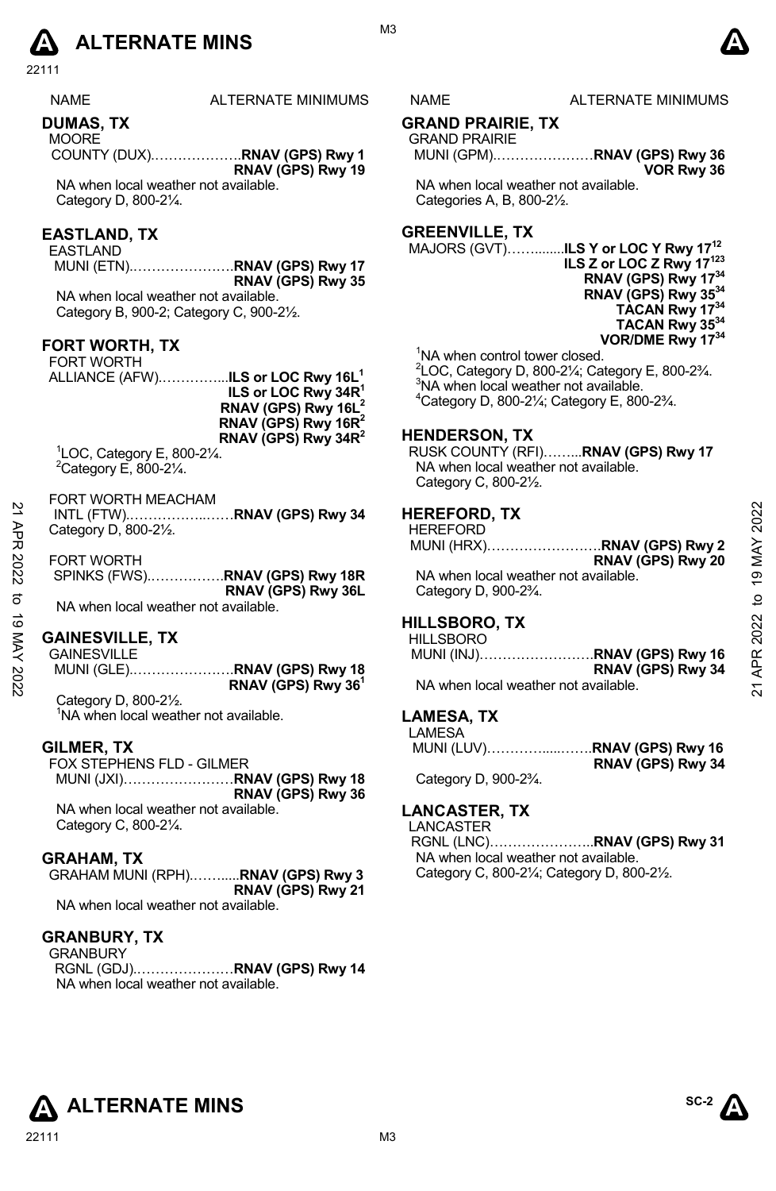NAME ALTERNATE MINIMUMS

## DUMAS, TX

MOORE
COUNTY (DUX)……………….**RNAV (GPS) Rwy 1**
**RNAV (GPS) Rwy 19**

NA when local weather not available.
Category D, 800-2¼.

## EASTLAND, TX

EASTLAND
MUNI (ETN)………………….**RNAV (GPS) Rwy 17**
**RNAV (GPS) Rwy 35**

NA when local weather not available.
Category B, 900-2; Category C, 900-2½.

## FORT WORTH, TX

FORT WORTH
ALLIANCE (AFW)…………...**ILS or LOC Rwy 16L**[1]
**ILS or LOC Rwy 34R**[1]
**RNAV (GPS) Rwy 16L**[2]
**RNAV (GPS) Rwy 16R**[2]
**RNAV (GPS) Rwy 34R**[2]

[1]LOC, Category E, 800-2¼.
[2]Category E, 800-2¼.

FORT WORTH MEACHAM
INTL (FTW)……………..……**RNAV (GPS) Rwy 34**
Category D, 800-2½.

FORT WORTH
SPINKS (FWS)…………….**RNAV (GPS) Rwy 18R**
**RNAV (GPS) Rwy 36L**

NA when local weather not available.

## GAINESVILLE, TX

GAINESVILLE
MUNI (GLE)………………….**RNAV (GPS) Rwy 18**
**RNAV (GPS) Rwy 36**[1]

Category D, 800-2½.
[1]NA when local weather not available.

## GILMER, TX

FOX STEPHENS FLD - GILMER
MUNI (JXI)……………………**RNAV (GPS) Rwy 18**
**RNAV (GPS) Rwy 36**

NA when local weather not available.
Category C, 800-2¼.

## GRAHAM, TX

GRAHAM MUNI (RPH)……....**RNAV (GPS) Rwy 3**
**RNAV (GPS) Rwy 21**

NA when local weather not available.

## GRANBURY, TX

GRANBURY
RGNL (GDJ)…………………**RNAV (GPS) Rwy 14**

NA when local weather not available.

## GRAND PRAIRIE, TX

GRAND PRAIRIE
MUNI (GPM)…………………**RNAV (GPS) Rwy 36**
**VOR Rwy 36**

NA when local weather not available.
Categories A, B, 800-2½.

## GREENVILLE, TX

MAJORS (GVT)……........**ILS Y or LOC Y Rwy 17**[12]
**ILS Z or LOC Z Rwy 17**[123]
**RNAV (GPS) Rwy 17**[34]
**RNAV (GPS) Rwy 35**[34]
**TACAN Rwy 17**[34]
**TACAN Rwy 35**[34]
**VOR/DME Rwy 17**[34]

[1]NA when control tower closed.
[2]LOC, Category D, 800-2¼; Category E, 800-2¾.
[3]NA when local weather not available.
[4]Category D, 800-2¼; Category E, 800-2¾.

## HENDERSON, TX

RUSK COUNTY (RFI)……..**RNAV (GPS) Rwy 17**

NA when local weather not available.
Category C, 800-2½.

## HEREFORD, TX

HEREFORD
MUNI (HRX)…………………….**RNAV (GPS) Rwy 2**
**RNAV (GPS) Rwy 20**

NA when local weather not available.
Category D, 900-2¾.

## HILLSBORO, TX

HILLSBORO
MUNI (INJ)…………………….**RNAV (GPS) Rwy 16**
**RNAV (GPS) Rwy 34**

NA when local weather not available.

## LAMESA, TX

LAMESA
MUNI (LUV)…………....…….**RNAV (GPS) Rwy 16**
**RNAV (GPS) Rwy 34**

Category D, 900-2¾.

## LANCASTER, TX

LANCASTER
RGNL (LNC)…………………..**RNAV (GPS) Rwy 31**

NA when local weather not available.
Category C, 800-2¼; Category D, 800-2½.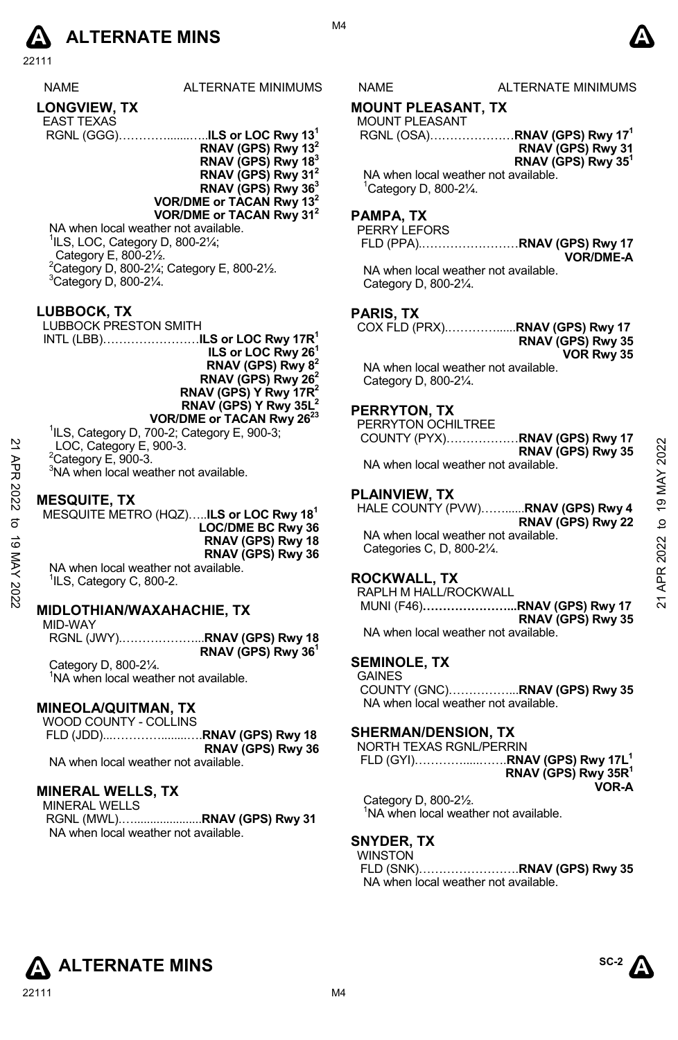# ALTERNATE MINS

| NAME | ALTERNATE MINIMUMS |
|---|---|

## LONGVIEW, TX

EAST TEXAS RGNL (GGG)……………**ILS or LOC Rwy 13**[1]
**RNAV (GPS) Rwy 13**[2]
**RNAV (GPS) Rwy 18**[3]
**RNAV (GPS) Rwy 31**[2]
**RNAV (GPS) Rwy 36**[3]
**VOR/DME or TACAN Rwy 13**[2]
**VOR/DME or TACAN Rwy 31**[2]

NA when local weather not available.
[1]ILS, LOC, Category D, 800-2¼; Category E, 800-2½.
[2]Category D, 800-2¼; Category E, 800-2½.
[3]Category D, 800-2¼.

## LUBBOCK, TX

LUBBOCK PRESTON SMITH INTL (LBB)……………………**ILS or LOC Rwy 17R**[1]
**ILS or LOC Rwy 26**[1]
**RNAV (GPS) Rwy 8**[2]
**RNAV (GPS) Rwy 26**[2]
**RNAV (GPS) Y Rwy 17R**[2]
**RNAV (GPS) Y Rwy 35L**[2]
**VOR/DME or TACAN Rwy 26**[23]

[1]ILS, Category D, 700-2; Category E, 900-3; LOC, Category E, 900-3.
[2]Category E, 900-3.
[3]NA when local weather not available.

## MESQUITE, TX

MESQUITE METRO (HQZ)…..**ILS or LOC Rwy 18**[1]
**LOC/DME BC Rwy 36**
**RNAV (GPS) Rwy 18**
**RNAV (GPS) Rwy 36**

NA when local weather not available.
[1]ILS, Category C, 800-2.

## MIDLOTHIAN/WAXAHACHIE, TX

MID-WAY RGNL (JWY)…………………**RNAV (GPS) Rwy 18**
**RNAV (GPS) Rwy 36**[1]

Category D, 800-2¼.
[1]NA when local weather not available.

## MINEOLA/QUITMAN, TX

WOOD COUNTY - COLLINS FLD (JDD)……………………**RNAV (GPS) Rwy 18**
**RNAV (GPS) Rwy 36**

NA when local weather not available.

## MINERAL WELLS, TX

MINERAL WELLS RGNL (MWL)……………………**RNAV (GPS) Rwy 31**

NA when local weather not available.

## MOUNT PLEASANT, TX

MOUNT PLEASANT RGNL (OSA)…………………**RNAV (GPS) Rwy 17**[1]
**RNAV (GPS) Rwy 31**
**RNAV (GPS) Rwy 35**[1]

NA when local weather not available.
[1]Category D, 800-2¼.

## PAMPA, TX

PERRY LEFORS FLD (PPA)……………………**RNAV (GPS) Rwy 17**
**VOR/DME-A**

NA when local weather not available.
Category D, 800-2¼.

## PARIS, TX

COX FLD (PRX)……………**RNAV (GPS) Rwy 17**
**RNAV (GPS) Rwy 35**
**VOR Rwy 35**

NA when local weather not available.
Category D, 800-2¼.

## PERRYTON, TX

PERRYTON OCHILTREE COUNTY (PYX)………………**RNAV (GPS) Rwy 17**
**RNAV (GPS) Rwy 35**

NA when local weather not available.

## PLAINVIEW, TX

HALE COUNTY (PVW)……......**RNAV (GPS) Rwy 4**
**RNAV (GPS) Rwy 22**

NA when local weather not available.
Categories C, D, 800-2¼.

## ROCKWALL, TX

RAPLH M HALL/ROCKWALL MUNI (F46)…………………...**RNAV (GPS) Rwy 17**
**RNAV (GPS) Rwy 35**

NA when local weather not available.

## SEMINOLE, TX

GAINES COUNTY (GNC)……………...**RNAV (GPS) Rwy 35**

NA when local weather not available.

## SHERMAN/DENSION, TX

NORTH TEXAS RGNL/PERRIN FLD (GYI)……………….**RNAV (GPS) Rwy 17L**[1]
**RNAV (GPS) Rwy 35R**[1]
**VOR-A**

Category D, 800-2½.
[1]NA when local weather not available.

## SNYDER, TX

WINSTON FLD (SNK)……………………**RNAV (GPS) Rwy 35**

NA when local weather not available.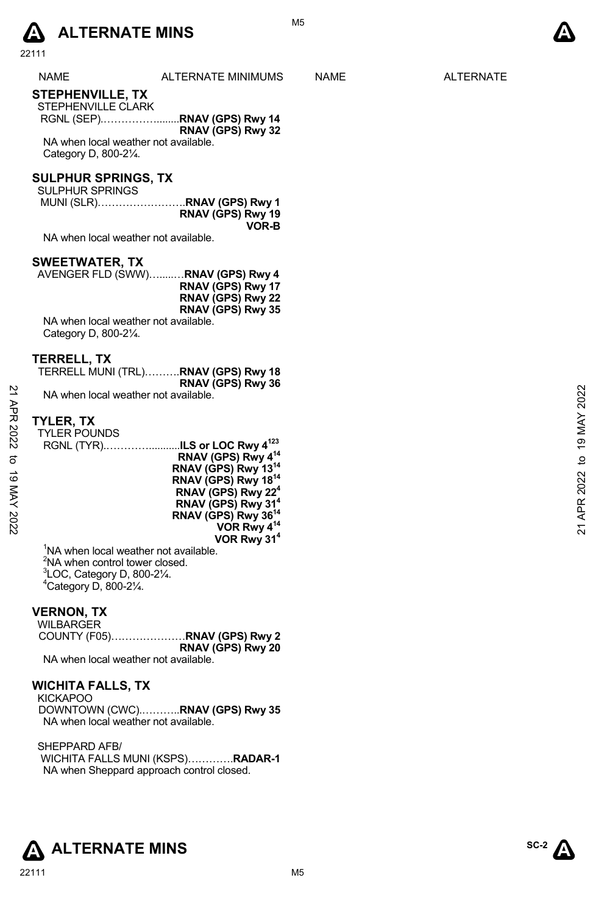NAME ALTERNATE MINIMUMS

## STEPHENVILLE, TX

STEPHENVILLE CLARK
RGNL (SEP)……………........**RNAV (GPS) Rwy 14**
**RNAV (GPS) Rwy 32**

NA when local weather not available.
Category D, 800-2¼.

## SULPHUR SPRINGS, TX

SULPHUR SPRINGS
MUNI (SLR)…………………….**RNAV (GPS) Rwy 1**
**RNAV (GPS) Rwy 19**
**VOR-B**

NA when local weather not available.

## SWEETWATER, TX

AVENGER FLD (SWW)…......…**RNAV (GPS) Rwy 4**
**RNAV (GPS) Rwy 17**
**RNAV (GPS) Rwy 22**
**RNAV (GPS) Rwy 35**

NA when local weather not available.
Category D, 800-2¼.

## TERRELL, TX

TERRELL MUNI (TRL)……….**RNAV (GPS) Rwy 18**
**RNAV (GPS) Rwy 36**

NA when local weather not available.

## TYLER, TX

TYLER POUNDS
RGNL (TYR).…………..........**ILS or LOC Rwy 4**[123]
**RNAV (GPS) Rwy 4**[14]
**RNAV (GPS) Rwy 13**[14]
**RNAV (GPS) Rwy 18**[14]
**RNAV (GPS) Rwy 22**[4]
**RNAV (GPS) Rwy 31**[4]
**RNAV (GPS) Rwy 36**[14]
**VOR Rwy 4**[14]
**VOR Rwy 31**[4]

[1]NA when local weather not available.
[2]NA when control tower closed.
[3]LOC, Category D, 800-2¼.
[4]Category D, 800-2¼.

## VERNON, TX

WILBARGER
COUNTY (F05)…………………**RNAV (GPS) Rwy 2**
**RNAV (GPS) Rwy 20**

NA when local weather not available.

## WICHITA FALLS, TX

KICKAPOO
DOWNTOWN (CWC).………..**RNAV (GPS) Rwy 35**

NA when local weather not available.

SHEPPARD AFB/
WICHITA FALLS MUNI (KSPS)………….**RADAR-1**

NA when Sheppard approach control closed.